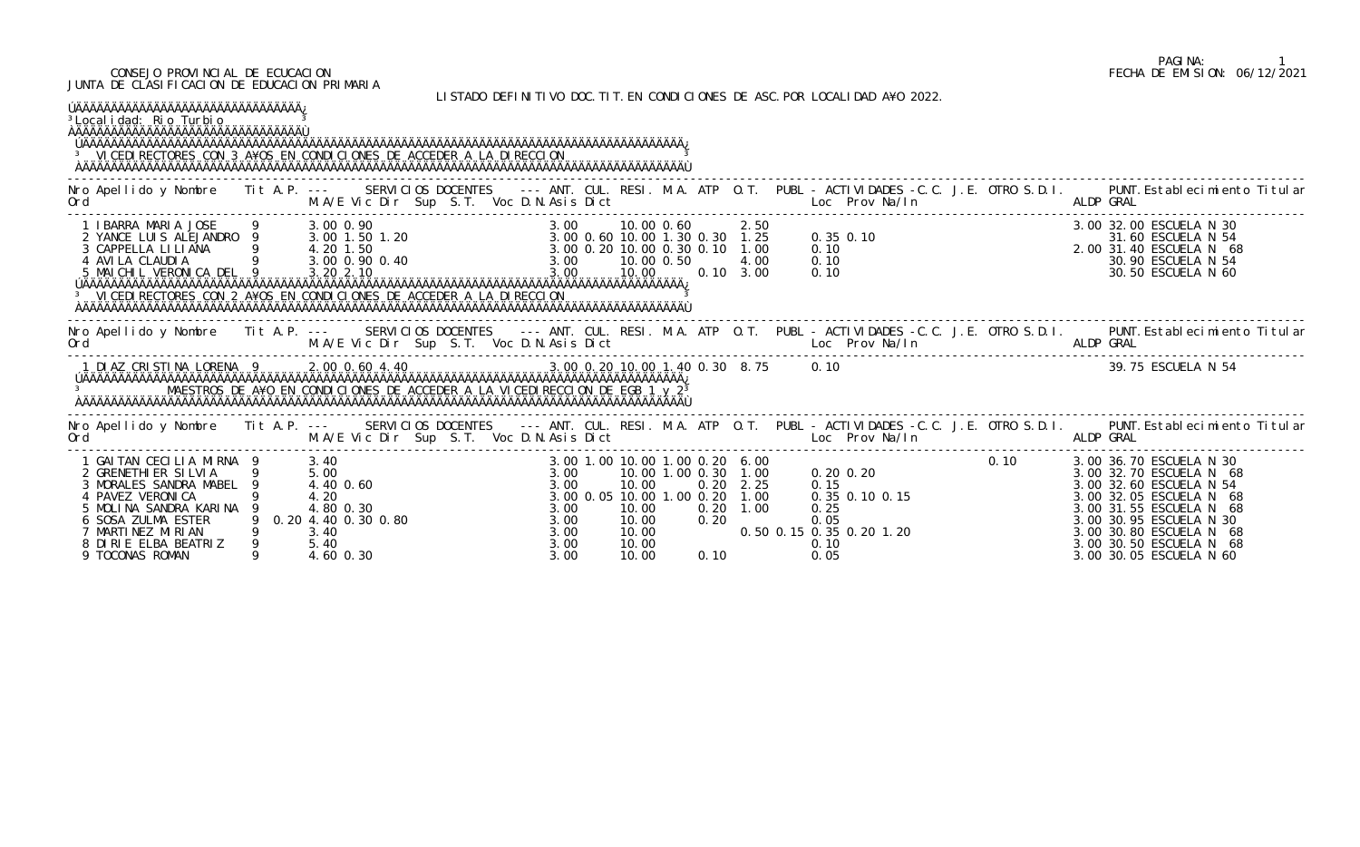CONSEJO PROVINCIAL DE ECUCACION
JUNTA DE CLASIFICACION DE EDUCACION PRIMARIA

FECHA DE EMISION: 06/12/2021

LISTADO DEFINITIVO DOC.TIT.EN CONDICIONES DE ASC.POR LOCALIDAD A¥O 2022.

Localidad: Rio Turbio

## VICEDIRECTORES CON 3 A¥OS EN CONDICIONES DE ACCEDER A LA DIRECCION

| Nro Ord | Apellido y Nombre | Tit | A.P. | M.A/E | Vic | Dir | Sup | S.T. | Voc | D.N. | Asis | Dict | ANT. | CUL. | RESI. | M.A. | ATP | O.T. | PUBL | Loc | Prov | Na/In | C.C. | J.E. | OTRO | S.D.I. | ALDP | PUNT. GRAL | Establecimiento Titular |
|---|---|---|---|---|---|---|---|---|---|---|---|---|---|---|---|---|---|---|---|---|---|---|---|---|---|---|---|---|---|
| 1 | IBARRA MARIA JOSE | 9 | | 3.00 | 0.90 | | | | | | | | 3.00 | | 10.00 | 0.60 | | | 2.50 | | | | | | | | 3.00 | 32.00 | ESCUELA N 30 |
| 2 | YANCE LUIS ALEJANDRO | 9 | | 3.00 | 1.50 | 1.20 | | | | | | | 3.00 | 0.60 | 10.00 | 1.30 | 0.30 | | 1.25 | 0.35 | 0.10 | | | | | | | 31.60 | ESCUELA N 54 |
| 3 | CAPPELLA LILIANA | 9 | | 4.20 | 1.50 | | | | | | | | 3.00 | 0.20 | 10.00 | 0.30 | 0.10 | | 1.00 | 0.10 | | | | | | | 2.00 | 31.40 | ESCUELA N 68 |
| 4 | AVILA CLAUDIA | 9 | | 3.00 | 0.90 | 0.40 | | | | | | | 3.00 | | 10.00 | 0.50 | | | 4.00 | 0.10 | | | | | | | | 30.90 | ESCUELA N 54 |
| 5 | MAICHIL VERONICA DEL | 9 | | 3.20 | 2.10 | | | | | | | | 3.00 | | 10.00 | | | 0.10 | 3.00 | 0.10 | | | | | | | | 30.50 | ESCUELA N 60 |

## VICEDIRECTORES CON 2 A¥OS EN CONDICIONES DE ACCEDER A LA DIRECCION

| Nro Ord | Apellido y Nombre | Tit | A.P. | M.A/E | Vic | Dir | Sup | S.T. | Voc | D.N. | Asis | Dict | ANT. | CUL. | RESI. | M.A. | ATP | O.T. | PUBL | Loc | Prov | Na/In | C.C. | J.E. | OTRO | S.D.I. | ALDP | PUNT. GRAL | Establecimiento Titular |
|---|---|---|---|---|---|---|---|---|---|---|---|---|---|---|---|---|---|---|---|---|---|---|---|---|---|---|---|---|---|
| 1 | DIAZ CRISTINA LORENA | 9 | | 2.00 | 0.60 | 4.40 | | | | | | | 3.00 | 0.20 | 10.00 | 1.40 | 0.30 | | 8.75 | 0.10 | | | | | | | | 39.75 | ESCUELA N 54 |

## MAESTROS DE A¥O EN CONDICIONES DE ACCEDER A LA VICEDIRECCION DE EGB 1 y 2

| Nro Ord | Apellido y Nombre | Tit | A.P. | M.A/E | Vic | Dir | Sup | S.T. | Voc | D.N. | Asis | Dict | ANT. | CUL. | RESI. | M.A. | ATP | O.T. | PUBL | Loc | Prov | Na/In | C.C. | J.E. | OTRO | S.D.I. | ALDP | PUNT. GRAL | Establecimiento Titular |
|---|---|---|---|---|---|---|---|---|---|---|---|---|---|---|---|---|---|---|---|---|---|---|---|---|---|---|---|---|---|
| 1 | GAITAN CECILIA MIRNA | 9 | | 3.40 | | | | | | | | | 3.00 | 1.00 | 10.00 | 1.00 | 0.20 | | 6.00 | | | | | | | | 3.00 | 36.70 | ESCUELA N 30 |
| 2 | GRENETHIER SILVIA | 9 | | 5.00 | | | | | | | | | 3.00 | | 10.00 | 1.00 | 0.30 | | 1.00 | 0.20 | 0.20 | | | | 0.10 | | 3.00 | 32.70 | ESCUELA N 68 |
| 3 | MORALES SANDRA MABEL | 9 | | 4.40 | 0.60 | | | | | | | | 3.00 | | 10.00 | | 0.20 | | 2.25 | 0.15 | | | | | | | 3.00 | 32.60 | ESCUELA N 54 |
| 4 | PAVEZ VERONICA | 9 | | 4.20 | | | | | | | | | 3.00 | 0.05 | 10.00 | 1.00 | 0.20 | | 1.00 | 0.35 | 0.10 | 0.15 | | | | | 3.00 | 32.05 | ESCUELA N 68 |
| 5 | MOLINA SANDRA KARINA | 9 | | 4.80 | 0.30 | | | | | | | | 3.00 | | 10.00 | | 0.20 | | 1.00 | 0.25 | | | | | | | 3.00 | 31.55 | ESCUELA N 68 |
| 6 | SOSA ZULMA ESTER | 9 | 0.20 | 4.40 | 0.30 | 0.80 | | | | | | | 3.00 | | 10.00 | | 0.20 | | | 0.05 | | | | | | | 3.00 | 30.95 | ESCUELA N 30 |
| 7 | MARTINEZ MIRIAN | 9 | | 3.40 | | | | | | | | | 3.00 | | 10.00 | | | | | 0.50 | 0.15 | 0.35 | 0.20 | 1.20 | | | 3.00 | 30.80 | ESCUELA N 68 |
| 8 | DIRIE ELBA BEATRIZ | 9 | | 5.40 | | | | | | | | | 3.00 | | 10.00 | | | | | 0.10 | | | | | | | 3.00 | 30.50 | ESCUELA N 68 |
| 9 | TOCONAS ROMAN | 9 | | 4.60 | 0.30 | | | | | | | | 3.00 | | 10.00 | | 0.10 | | | 0.05 | | | | | | | 3.00 | 30.05 | ESCUELA N 60 |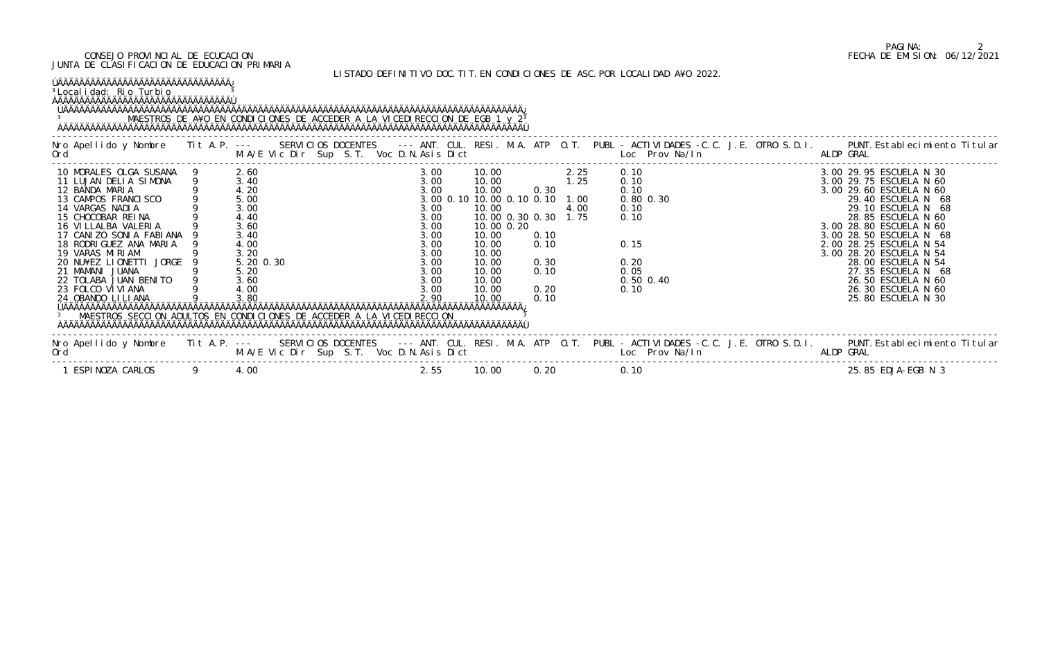CONSEJO PROVINCIAL DE ECUCACION
JUNTA DE CLASIFICACION DE EDUCACION PRIMARIA

FECHA DE EMISION: 06/12/2021

LISTADO DEFINITIVO DOC.TIT.EN CONDICIONES DE ASC.POR LOCALIDAD A¥O 2022.

Localidad: Rio Turbio

## MAESTROS DE A¥O EN CONDICIONES DE ACCEDER A LA VICEDIRECCION DE EGB 1 y 2

| Nro Ord | Apellido y Nombre | Tit | A.P. | M.A/E | Vic Dir | Sup | S.T. | Voc | D.N. | Asis | Dict | ANT. | CUL. | RESI. | M.A. | ATP | O.T. | PUBL | ACTIVIDADES -C.C. | J.E. | OTRO | S.D.I. | ALDP | PUNT. GRAL | Establecimiento Titular |
|---|---|---|---|---|---|---|---|---|---|---|---|---|---|---|---|---|---|---|---|---|---|---|---|---|---|
| 10 | MORALES OLGA SUSANA | 9 | 2.60 | | | | | | | 3.00 | | 10.00 | | | | 2.25 | | 0.10 | | | | | 3.00 | 29.95 | ESCUELA N 30 |
| 11 | LUJAN DELIA SIMONA | 9 | 3.40 | | | | | | | 3.00 | | 10.00 | | | | 1.25 | | 0.10 | | | | | 3.00 | 29.75 | ESCUELA N 60 |
| 12 | BANDA MARIA | 9 | 4.20 | | | | | | | 3.00 | | 10.00 | | 0.30 | | | | 0.10 | | | | | 3.00 | 29.60 | ESCUELA N 60 |
| 13 | CAMPOS FRANCISCO | 9 | 5.00 | | | | | | | 3.00 | 0.10 | 10.00 | 0.10 | 0.10 | | 1.00 | | 0.80 | 0.30 | | | | | 29.40 | ESCUELA N 68 |
| 14 | VARGAS NADIA | 9 | 3.00 | | | | | | | 3.00 | | 10.00 | | | | 4.00 | | 0.10 | | | | | | 29.10 | ESCUELA N 68 |
| 15 | CHOCOBAR REINA | 9 | 4.40 | | | | | | | 3.00 | | 10.00 | 0.30 | 0.30 | | 1.75 | | 0.10 | | | | | | 28.85 | ESCUELA N 60 |
| 16 | VILLALBA VALERIA | 9 | 3.60 | | | | | | | 3.00 | | 10.00 | 0.20 | | | | | | | | | | 3.00 | 28.80 | ESCUELA N 60 |
| 17 | CANIZO SONIA FABIANA | 9 | 3.40 | | | | | | | 3.00 | | 10.00 | | 0.10 | | | | | | | | | 3.00 | 28.50 | ESCUELA N 68 |
| 18 | RODRIGUEZ ANA MARIA | 9 | 4.00 | | | | | | | 3.00 | | 10.00 | | 0.10 | | | | 0.15 | | | | | 2.00 | 28.25 | ESCUELA N 54 |
| 19 | VARAS MIRIAM | 9 | 3.20 | | | | | | | 3.00 | | 10.00 | | | | | | | | | | | 3.00 | 28.20 | ESCUELA N 54 |
| 20 | NU¥EZ LIONETTI JORGE | 9 | 5.20 | 0.30 | | | | | | 3.00 | | 10.00 | | 0.30 | | | | 0.20 | | | | | | 28.00 | ESCUELA N 54 |
| 21 | MAMANI JUANA | 9 | 5.20 | | | | | | | 3.00 | | 10.00 | | 0.10 | | | | 0.05 | | | | | | 27.35 | ESCUELA N 68 |
| 22 | TOLABA JUAN BENITO | 9 | 3.60 | | | | | | | 3.00 | | 10.00 | | | | | | 0.50 | 0.40 | | | | | 26.50 | ESCUELA N 60 |
| 23 | FOLCO VIVIANA | 9 | 4.00 | | | | | | | 3.00 | | 10.00 | | 0.20 | | | | 0.10 | | | | | | 26.30 | ESCUELA N 60 |
| 24 | OBANDO LILIANA | 9 | 3.80 | | | | | | | 2.90 | | 10.00 | | 0.10 | | | | | | | | | | 25.80 | ESCUELA N 30 |

## MAESTROS SECCION ADULTOS EN CONDICIONES DE ACCEDER A LA VICEDIRECCION

| Nro Ord | Apellido y Nombre | Tit | A.P. | M.A/E | Vic Dir | Sup | S.T. | Voc | D.N. | Asis | Dict | ANT. | CUL. | RESI. | M.A. | ATP | O.T. | PUBL | ACTIVIDADES -C.C. | J.E. | OTRO | S.D.I. | ALDP | PUNT. GRAL | Establecimiento Titular |
|---|---|---|---|---|---|---|---|---|---|---|---|---|---|---|---|---|---|---|---|---|---|---|---|---|---|
| 1 | ESPINOZA CARLOS | 9 | 4.00 | | | | | | | 2.55 | | 10.00 | | 0.20 | | | | 0.10 | | | | | | 25.85 | EDJA-EGB N 3 |